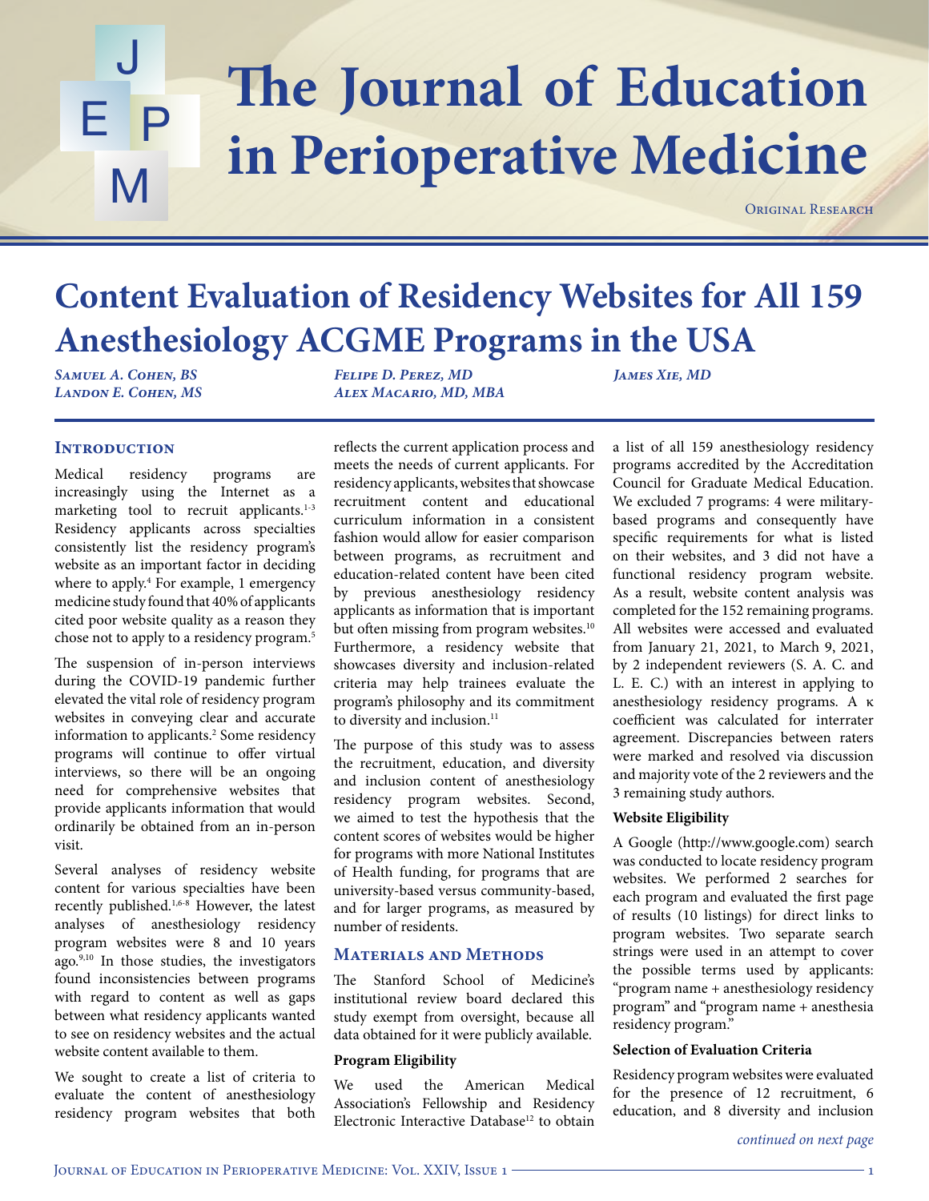# Content Evaluation of Residency Websites for All 159 Anesthesiology ACGME Programs in the USA

*Samuel A. Cohen, BS*
*Landon E. Cohen, MS*
*Felipe D. Perez, MD*
*Alex Macario, MD, MBA*
*James Xie, MD*

## Introduction

Medical residency programs are increasingly using the Internet as a marketing tool to recruit applicants.[1-3] Residency applicants across specialties consistently list the residency program's website as an important factor in deciding where to apply.[4] For example, 1 emergency medicine study found that 40% of applicants cited poor website quality as a reason they chose not to apply to a residency program.[5]

The suspension of in-person interviews during the COVID-19 pandemic further elevated the vital role of residency program websites in conveying clear and accurate information to applicants.[2] Some residency programs will continue to offer virtual interviews, so there will be an ongoing need for comprehensive websites that provide applicants information that would ordinarily be obtained from an in-person visit.

Several analyses of residency website content for various specialties have been recently published.[1,6-8] However, the latest analyses of anesthesiology residency program websites were 8 and 10 years ago.[9,10] In those studies, the investigators found inconsistencies between programs with regard to content as well as gaps between what residency applicants wanted to see on residency websites and the actual website content available to them.

We sought to create a list of criteria to evaluate the content of anesthesiology residency program websites that both reflects the current application process and meets the needs of current applicants. For residency applicants, websites that showcase recruitment content and educational curriculum information in a consistent fashion would allow for easier comparison between programs, as recruitment and education-related content have been cited by previous anesthesiology residency applicants as information that is important but often missing from program websites.[10] Furthermore, a residency website that showcases diversity and inclusion-related criteria may help trainees evaluate the program's philosophy and its commitment to diversity and inclusion.[11]

The purpose of this study was to assess the recruitment, education, and diversity and inclusion content of anesthesiology residency program websites. Second, we aimed to test the hypothesis that the content scores of websites would be higher for programs with more National Institutes of Health funding, for programs that are university-based versus community-based, and for larger programs, as measured by number of residents.

## Materials and Methods

The Stanford School of Medicine's institutional review board declared this study exempt from oversight, because all data obtained for it were publicly available.

**Program Eligibility**

We used the American Medical Association's Fellowship and Residency Electronic Interactive Database[12] to obtain a list of all 159 anesthesiology residency programs accredited by the Accreditation Council for Graduate Medical Education. We excluded 7 programs: 4 were military-based programs and consequently have specific requirements for what is listed on their websites, and 3 did not have a functional residency program website. As a result, website content analysis was completed for the 152 remaining programs. All websites were accessed and evaluated from January 21, 2021, to March 9, 2021, by 2 independent reviewers (S. A. C. and L. E. C.) with an interest in applying to anesthesiology residency programs. A κ coefficient was calculated for interrater agreement. Discrepancies between raters were marked and resolved via discussion and majority vote of the 2 reviewers and the 3 remaining study authors.

**Website Eligibility**

A Google (http://www.google.com) search was conducted to locate residency program websites. We performed 2 searches for each program and evaluated the first page of results (10 listings) for direct links to program websites. Two separate search strings were used in an attempt to cover the possible terms used by applicants: "program name + anesthesiology residency program" and "program name + anesthesia residency program."

**Selection of Evaluation Criteria**

Residency program websites were evaluated for the presence of 12 recruitment, 6 education, and 8 diversity and inclusion

*continued on next page*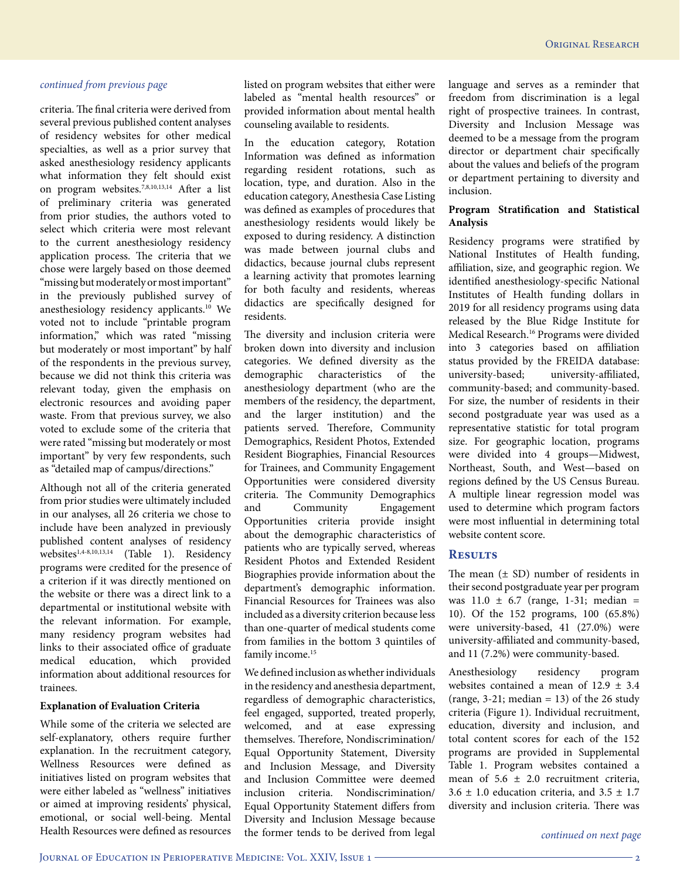*continued from previous page*

criteria. The final criteria were derived from several previous published content analyses of residency websites for other medical specialties, as well as a prior survey that asked anesthesiology residency applicants what information they felt should exist on program websites.[7,8,10,13,14] After a list of preliminary criteria was generated from prior studies, the authors voted to select which criteria were most relevant to the current anesthesiology residency application process. The criteria that we chose were largely based on those deemed "missing but moderately or most important" in the previously published survey of anesthesiology residency applicants.[10] We voted not to include "printable program information," which was rated "missing but moderately or most important" by half of the respondents in the previous survey, because we did not think this criteria was relevant today, given the emphasis on electronic resources and avoiding paper waste. From that previous survey, we also voted to exclude some of the criteria that were rated "missing but moderately or most important" by very few respondents, such as "detailed map of campus/directions."

Although not all of the criteria generated from prior studies were ultimately included in our analyses, all 26 criteria we chose to include have been analyzed in previously published content analyses of residency websites[1,4-8,10,13,14] (Table 1). Residency programs were credited for the presence of a criterion if it was directly mentioned on the website or there was a direct link to a departmental or institutional website with the relevant information. For example, many residency program websites had links to their associated office of graduate medical education, which provided information about additional resources for trainees.

**Explanation of Evaluation Criteria**

While some of the criteria we selected are self-explanatory, others require further explanation. In the recruitment category, Wellness Resources were defined as initiatives listed on program websites that were either labeled as "wellness" initiatives or aimed at improving residents' physical, emotional, or social well-being. Mental Health Resources were defined as resources listed on program websites that either were labeled as "mental health resources" or provided information about mental health counseling available to residents.

In the education category, Rotation Information was defined as information regarding resident rotations, such as location, type, and duration. Also in the education category, Anesthesia Case Listing was defined as examples of procedures that anesthesiology residents would likely be exposed to during residency. A distinction was made between journal clubs and didactics, because journal clubs represent a learning activity that promotes learning for both faculty and residents, whereas didactics are specifically designed for residents.

The diversity and inclusion criteria were broken down into diversity and inclusion categories. We defined diversity as the demographic characteristics of the anesthesiology department (who are the members of the residency, the department, and the larger institution) and the patients served. Therefore, Community Demographics, Resident Photos, Extended Resident Biographies, Financial Resources for Trainees, and Community Engagement Opportunities were considered diversity criteria. The Community Demographics and Community Engagement Opportunities criteria provide insight about the demographic characteristics of patients who are typically served, whereas Resident Photos and Extended Resident Biographies provide information about the department's demographic information. Financial Resources for Trainees was also included as a diversity criterion because less than one-quarter of medical students come from families in the bottom 3 quintiles of family income.[15]

We defined inclusion as whether individuals in the residency and anesthesia department, regardless of demographic characteristics, feel engaged, supported, treated properly, welcomed, and at ease expressing themselves. Therefore, Nondiscrimination/Equal Opportunity Statement, Diversity and Inclusion Message, and Diversity and Inclusion Committee were deemed inclusion criteria. Nondiscrimination/Equal Opportunity Statement differs from Diversity and Inclusion Message because the former tends to be derived from legal language and serves as a reminder that freedom from discrimination is a legal right of prospective trainees. In contrast, Diversity and Inclusion Message was deemed to be a message from the program director or department chair specifically about the values and beliefs of the program or department pertaining to diversity and inclusion.

**Program Stratification and Statistical Analysis**

Residency programs were stratified by National Institutes of Health funding, affiliation, size, and geographic region. We identified anesthesiology-specific National Institutes of Health funding dollars in 2019 for all residency programs using data released by the Blue Ridge Institute for Medical Research.[16] Programs were divided into 3 categories based on affiliation status provided by the FREIDA database: university-based; university-affiliated, community-based; and community-based. For size, the number of residents in their second postgraduate year was used as a representative statistic for total program size. For geographic location, programs were divided into 4 groups—Midwest, Northeast, South, and West—based on regions defined by the US Census Bureau. A multiple linear regression model was used to determine which program factors were most influential in determining total website content score.

## Results

The mean (± SD) number of residents in their second postgraduate year per program was 11.0 ± 6.7 (range, 1-31; median = 10). Of the 152 programs, 100 (65.8%) were university-based, 41 (27.0%) were university-affiliated and community-based, and 11 (7.2%) were community-based.

Anesthesiology residency program websites contained a mean of 12.9 ± 3.4 (range, 3-21; median = 13) of the 26 study criteria (Figure 1). Individual recruitment, education, diversity and inclusion, and total content scores for each of the 152 programs are provided in Supplemental Table 1. Program websites contained a mean of 5.6 ± 2.0 recruitment criteria, 3.6 ± 1.0 education criteria, and 3.5 ± 1.7 diversity and inclusion criteria. There was

*continued on next page*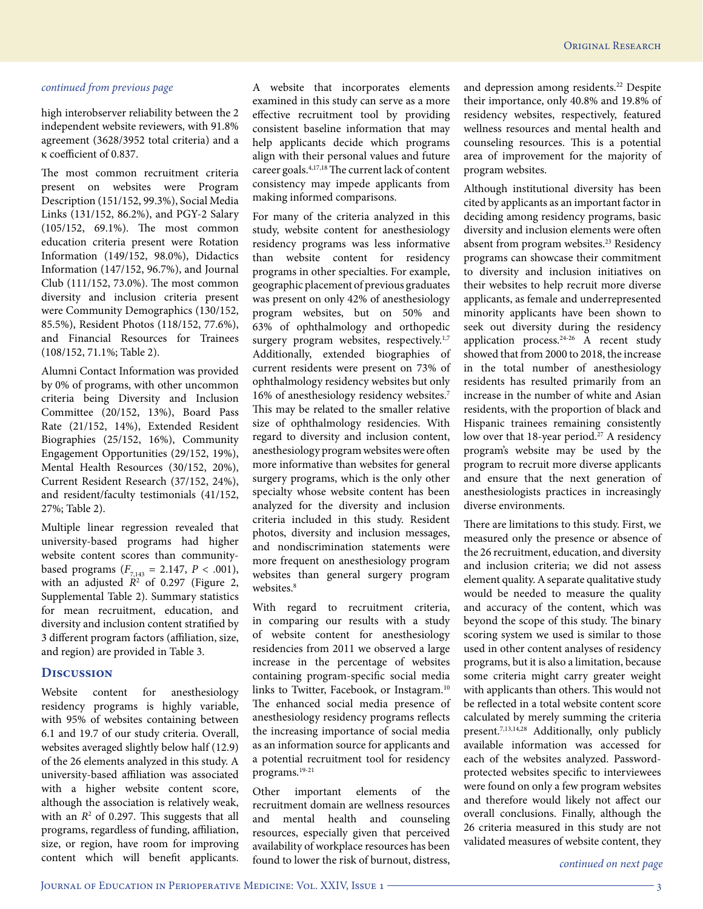*continued from previous page*

high interobserver reliability between the 2 independent website reviewers, with 91.8% agreement (3628/3952 total criteria) and a κ coefficient of 0.837.

The most common recruitment criteria present on websites were Program Description (151/152, 99.3%), Social Media Links (131/152, 86.2%), and PGY-2 Salary (105/152, 69.1%). The most common education criteria present were Rotation Information (149/152, 98.0%), Didactics Information (147/152, 96.7%), and Journal Club (111/152, 73.0%). The most common diversity and inclusion criteria present were Community Demographics (130/152, 85.5%), Resident Photos (118/152, 77.6%), and Financial Resources for Trainees (108/152, 71.1%; Table 2).

Alumni Contact Information was provided by 0% of programs, with other uncommon criteria being Diversity and Inclusion Committee (20/152, 13%), Board Pass Rate (21/152, 14%), Extended Resident Biographies (25/152, 16%), Community Engagement Opportunities (29/152, 19%), Mental Health Resources (30/152, 20%), Current Resident Research (37/152, 24%), and resident/faculty testimonials (41/152, 27%; Table 2).

Multiple linear regression revealed that university-based programs had higher website content scores than community-based programs ($F_{7,143}$ = 2.147, $P$ < .001), with an adjusted $R^2$ of 0.297 (Figure 2, Supplemental Table 2). Summary statistics for mean recruitment, education, and diversity and inclusion content stratified by 3 different program factors (affiliation, size, and region) are provided in Table 3.

## Discussion

Website content for anesthesiology residency programs is highly variable, with 95% of websites containing between 6.1 and 19.7 of our study criteria. Overall, websites averaged slightly below half (12.9) of the 26 elements analyzed in this study. A university-based affiliation was associated with a higher website content score, although the association is relatively weak, with an $R^2$ of 0.297. This suggests that all programs, regardless of funding, affiliation, size, or region, have room for improving content which will benefit applicants. A website that incorporates elements examined in this study can serve as a more effective recruitment tool by providing consistent baseline information that may help applicants decide which programs align with their personal values and future career goals.[4,17,18] The current lack of content consistency may impede applicants from making informed comparisons.

For many of the criteria analyzed in this study, website content for anesthesiology residency programs was less informative than website content for residency programs in other specialties. For example, geographic placement of previous graduates was present on only 42% of anesthesiology program websites, but on 50% and 63% of ophthalmology and orthopedic surgery program websites, respectively.[1,7] Additionally, extended biographies of current residents were present on 73% of ophthalmology residency websites but only 16% of anesthesiology residency websites.[7] This may be related to the smaller relative size of ophthalmology residencies. With regard to diversity and inclusion content, anesthesiology program websites were often more informative than websites for general surgery programs, which is the only other specialty whose website content has been analyzed for the diversity and inclusion criteria included in this study. Resident photos, diversity and inclusion messages, and nondiscrimination statements were more frequent on anesthesiology program websites than general surgery program websites.[8]

With regard to recruitment criteria, in comparing our results with a study of website content for anesthesiology residencies from 2011 we observed a large increase in the percentage of websites containing program-specific social media links to Twitter, Facebook, or Instagram.[10] The enhanced social media presence of anesthesiology residency programs reflects the increasing importance of social media as an information source for applicants and a potential recruitment tool for residency programs.[19-21]

Other important elements of the recruitment domain are wellness resources and mental health and counseling resources, especially given that perceived availability of workplace resources has been found to lower the risk of burnout, distress, and depression among residents.[22] Despite their importance, only 40.8% and 19.8% of residency websites, respectively, featured wellness resources and mental health and counseling resources. This is a potential area of improvement for the majority of program websites.

Although institutional diversity has been cited by applicants as an important factor in deciding among residency programs, basic diversity and inclusion elements were often absent from program websites.[23] Residency programs can showcase their commitment to diversity and inclusion initiatives on their websites to help recruit more diverse applicants, as female and underrepresented minority applicants have been shown to seek out diversity during the residency application process.[24-26] A recent study showed that from 2000 to 2018, the increase in the total number of anesthesiology residents has resulted primarily from an increase in the number of white and Asian residents, with the proportion of black and Hispanic trainees remaining consistently low over that 18-year period.[27] A residency program's website may be used by the program to recruit more diverse applicants and ensure that the next generation of anesthesiologists practices in increasingly diverse environments.

There are limitations to this study. First, we measured only the presence or absence of the 26 recruitment, education, and diversity and inclusion criteria; we did not assess element quality. A separate qualitative study would be needed to measure the quality and accuracy of the content, which was beyond the scope of this study. The binary scoring system we used is similar to those used in other content analyses of residency programs, but it is also a limitation, because some criteria might carry greater weight with applicants than others. This would not be reflected in a total website content score calculated by merely summing the criteria present.[7,13,14,28] Additionally, only publicly available information was accessed for each of the websites analyzed. Password-protected websites specific to interviewees were found on only a few program websites and therefore would likely not affect our overall conclusions. Finally, although the 26 criteria measured in this study are not validated measures of website content, they

*continued on next page*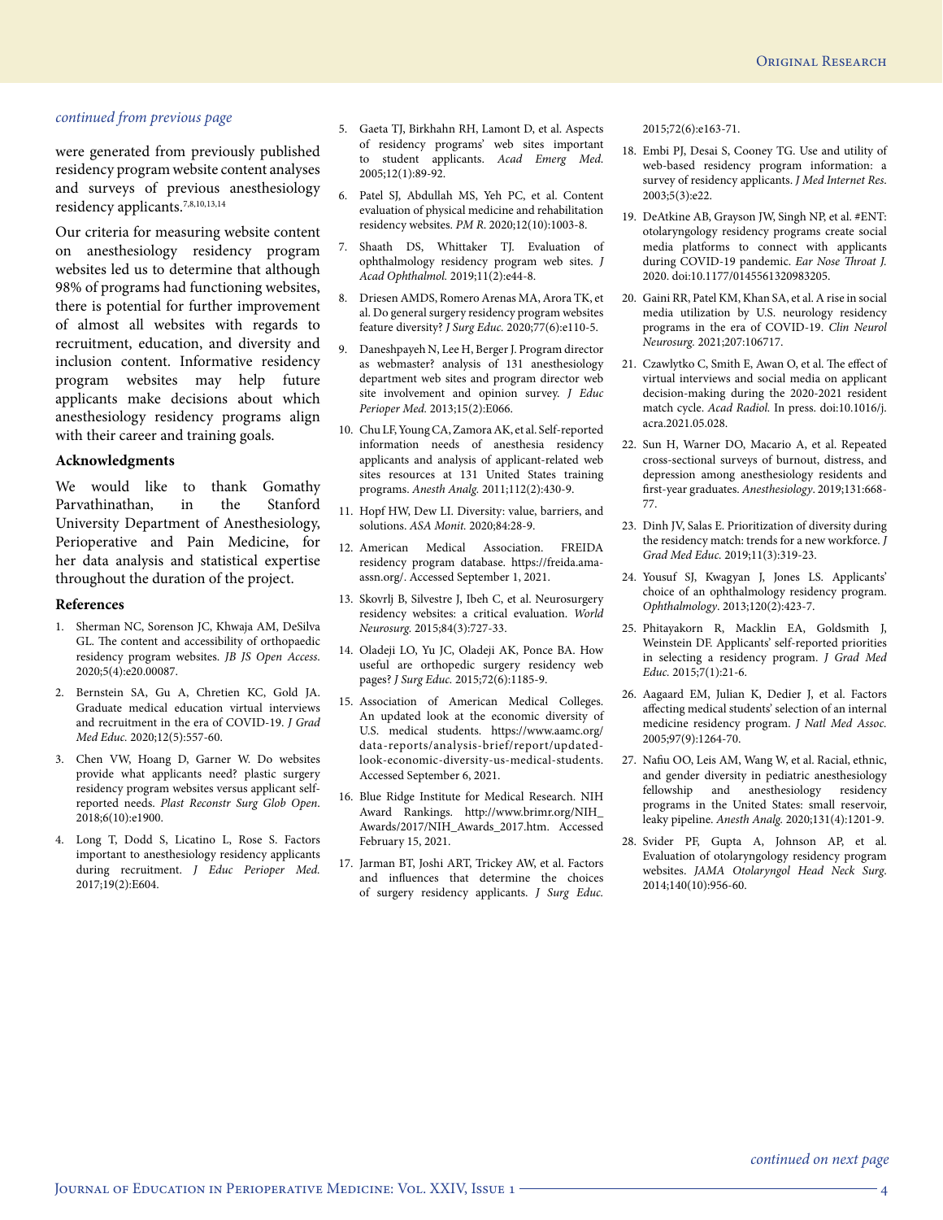*continued from previous page*

were generated from previously published residency program website content analyses and surveys of previous anesthesiology residency applicants.[7,8,10,13,14]

Our criteria for measuring website content on anesthesiology residency program websites led us to determine that although 98% of programs had functioning websites, there is potential for further improvement of almost all websites with regards to recruitment, education, and diversity and inclusion content. Informative residency program websites may help future applicants make decisions about which anesthesiology residency programs align with their career and training goals.

### Acknowledgments

We would like to thank Gomathy Parvathinathan, in the Stanford University Department of Anesthesiology, Perioperative and Pain Medicine, for her data analysis and statistical expertise throughout the duration of the project.

### References

1. Sherman NC, Sorenson JC, Khwaja AM, DeSilva GL. The content and accessibility of orthopaedic residency program websites. *JB JS Open Access*. 2020;5(4):e20.00087.
2. Bernstein SA, Gu A, Chretien KC, Gold JA. Graduate medical education virtual interviews and recruitment in the era of COVID-19. *J Grad Med Educ.* 2020;12(5):557-60.
3. Chen VW, Hoang D, Garner W. Do websites provide what applicants need? plastic surgery residency program websites versus applicant self-reported needs. *Plast Reconstr Surg Glob Open*. 2018;6(10):e1900.
4. Long T, Dodd S, Licatino L, Rose S. Factors important to anesthesiology residency applicants during recruitment. *J Educ Perioper Med.* 2017;19(2):E604.
5. Gaeta TJ, Birkhahn RH, Lamont D, et al. Aspects of residency programs' web sites important to student applicants. *Acad Emerg Med.* 2005;12(1):89-92.
6. Patel SJ, Abdullah MS, Yeh PC, et al. Content evaluation of physical medicine and rehabilitation residency websites. *PM R*. 2020;12(10):1003-8.
7. Shaath DS, Whittaker TJ. Evaluation of ophthalmology residency program web sites. *J Acad Ophthalmol.* 2019;11(2):e44-8.
8. Driesen AMDS, Romero Arenas MA, Arora TK, et al. Do general surgery residency program websites feature diversity? *J Surg Educ.* 2020;77(6):e110-5.
9. Daneshpayeh N, Lee H, Berger J. Program director as webmaster? analysis of 131 anesthesiology department web sites and program director web site involvement and opinion survey. *J Educ Perioper Med.* 2013;15(2):E066.
10. Chu LF, Young CA, Zamora AK, et al. Self-reported information needs of anesthesia residency applicants and analysis of applicant-related web sites resources at 131 United States training programs. *Anesth Analg.* 2011;112(2):430-9.
11. Hopf HW, Dew LI. Diversity: value, barriers, and solutions. *ASA Monit.* 2020;84:28-9.
12. American Medical Association. FREIDA residency program database. https://freida.ama-assn.org/. Accessed September 1, 2021.
13. Skovrlj B, Silvestre J, Ibeh C, et al. Neurosurgery residency websites: a critical evaluation. *World Neurosurg.* 2015;84(3):727-33.
14. Oladeji LO, Yu JC, Oladeji AK, Ponce BA. How useful are orthopedic surgery residency web pages? *J Surg Educ.* 2015;72(6):1185-9.
15. Association of American Medical Colleges. An updated look at the economic diversity of U.S. medical students. https://www.aamc.org/data-reports/analysis-brief/report/updated-look-economic-diversity-us-medical-students. Accessed September 6, 2021.
16. Blue Ridge Institute for Medical Research. NIH Award Rankings. http://www.brimr.org/NIH_Awards/2017/NIH_Awards_2017.htm. Accessed February 15, 2021.
17. Jarman BT, Joshi ART, Trickey AW, et al. Factors and influences that determine the choices of surgery residency applicants. *J Surg Educ.* 2015;72(6):e163-71.
18. Embi PJ, Desai S, Cooney TG. Use and utility of web-based residency program information: a survey of residency applicants. *J Med Internet Res*. 2003;5(3):e22.
19. DeAtkine AB, Grayson JW, Singh NP, et al. #ENT: otolaryngology residency programs create social media platforms to connect with applicants during COVID-19 pandemic. *Ear Nose Throat J.* 2020. doi:10.1177/0145561320983205.
20. Gaini RR, Patel KM, Khan SA, et al. A rise in social media utilization by U.S. neurology residency programs in the era of COVID-19. *Clin Neurol Neurosurg.* 2021;207:106717.
21. Czawlytko C, Smith E, Awan O, et al. The effect of virtual interviews and social media on applicant decision-making during the 2020-2021 resident match cycle. *Acad Radiol.* In press. doi:10.1016/j.acra.2021.05.028.
22. Sun H, Warner DO, Macario A, et al. Repeated cross-sectional surveys of burnout, distress, and depression among anesthesiology residents and first-year graduates. *Anesthesiology*. 2019;131:668-77.
23. Dinh JV, Salas E. Prioritization of diversity during the residency match: trends for a new workforce. *J Grad Med Educ.* 2019;11(3):319-23.
24. Yousuf SJ, Kwagyan J, Jones LS. Applicants' choice of an ophthalmology residency program. *Ophthalmology*. 2013;120(2):423-7.
25. Phitayakorn R, Macklin EA, Goldsmith J, Weinstein DF. Applicants' self-reported priorities in selecting a residency program. *J Grad Med Educ.* 2015;7(1):21-6.
26. Aagaard EM, Julian K, Dedier J, et al. Factors affecting medical students' selection of an internal medicine residency program. *J Natl Med Assoc.* 2005;97(9):1264-70.
27. Nafiu OO, Leis AM, Wang W, et al. Racial, ethnic, and gender diversity in pediatric anesthesiology fellowship and anesthesiology residency programs in the United States: small reservoir, leaky pipeline. *Anesth Analg.* 2020;131(4):1201-9.
28. Svider PF, Gupta A, Johnson AP, et al. Evaluation of otolaryngology residency program websites. *JAMA Otolaryngol Head Neck Surg.* 2014;140(10):956-60.

*continued on next page*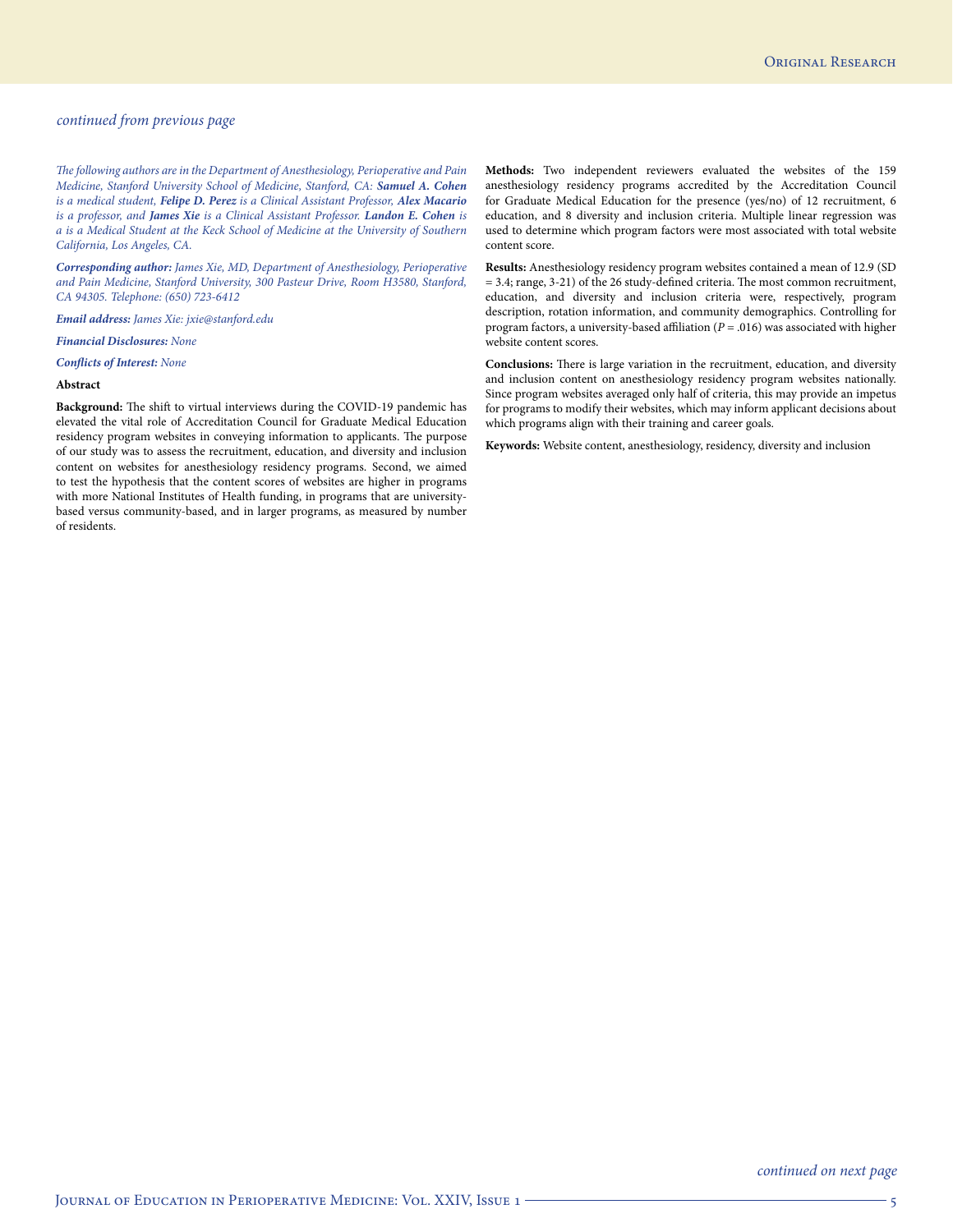*continued from previous page*

*The following authors are in the Department of Anesthesiology, Perioperative and Pain Medicine, Stanford University School of Medicine, Stanford, CA:* ***Samuel A. Cohen*** *is a medical student,* ***Felipe D. Perez*** *is a Clinical Assistant Professor,* ***Alex Macario*** *is a professor, and* ***James Xie*** *is a Clinical Assistant Professor.* ***Landon E. Cohen*** *is a is a Medical Student at the Keck School of Medicine at the University of Southern California, Los Angeles, CA.*

***Corresponding author:*** *James Xie, MD, Department of Anesthesiology, Perioperative and Pain Medicine, Stanford University, 300 Pasteur Drive, Room H3580, Stanford, CA 94305. Telephone: (650) 723-6412*

***Email address:*** *James Xie: jxie@stanford.edu*

***Financial Disclosures:*** *None*

***Conflicts of Interest:*** *None*

**Abstract**

**Background:** The shift to virtual interviews during the COVID-19 pandemic has elevated the vital role of Accreditation Council for Graduate Medical Education residency program websites in conveying information to applicants. The purpose of our study was to assess the recruitment, education, and diversity and inclusion content on websites for anesthesiology residency programs. Second, we aimed to test the hypothesis that the content scores of websites are higher in programs with more National Institutes of Health funding, in programs that are university-based versus community-based, and in larger programs, as measured by number of residents.

**Methods:** Two independent reviewers evaluated the websites of the 159 anesthesiology residency programs accredited by the Accreditation Council for Graduate Medical Education for the presence (yes/no) of 12 recruitment, 6 education, and 8 diversity and inclusion criteria. Multiple linear regression was used to determine which program factors were most associated with total website content score.

**Results:** Anesthesiology residency program websites contained a mean of 12.9 (SD = 3.4; range, 3-21) of the 26 study-defined criteria. The most common recruitment, education, and diversity and inclusion criteria were, respectively, program description, rotation information, and community demographics. Controlling for program factors, a university-based affiliation ($P = .016$) was associated with higher website content scores.

**Conclusions:** There is large variation in the recruitment, education, and diversity and inclusion content on anesthesiology residency program websites nationally. Since program websites averaged only half of criteria, this may provide an impetus for programs to modify their websites, which may inform applicant decisions about which programs align with their training and career goals.

**Keywords:** Website content, anesthesiology, residency, diversity and inclusion

*continued on next page*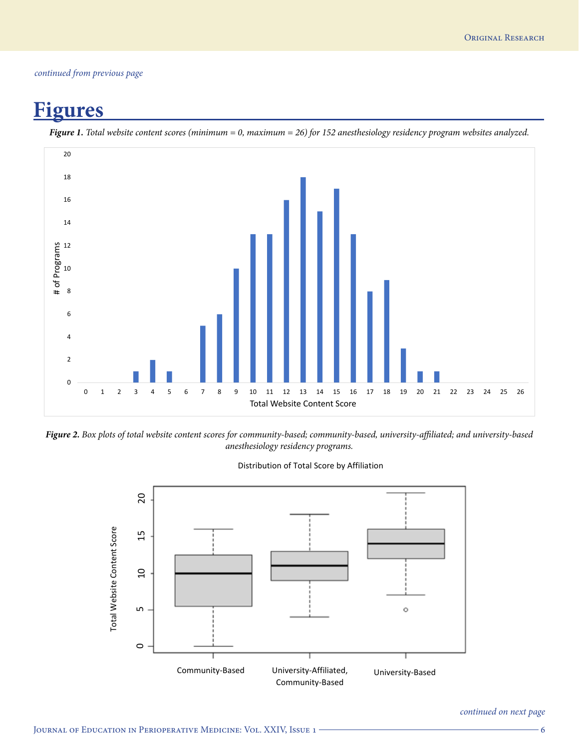*continued from previous page*

# Figures

***Figure 1.*** *Total website content scores (minimum = 0, maximum = 26) for 152 anesthesiology residency program websites analyzed.*

***Figure 2.*** *Box plots of total website content scores for community-based; community-based, university-affiliated; and university-based anesthesiology residency programs.*

*continued on next page*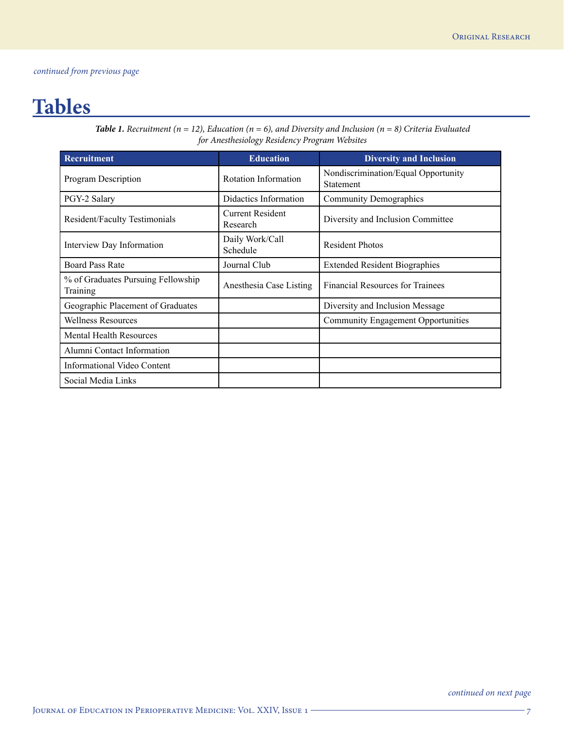*continued from previous page*

# Tables

***Table 1.*** *Recruitment (n = 12), Education (n = 6), and Diversity and Inclusion (n = 8) Criteria Evaluated for Anesthesiology Residency Program Websites*

| Recruitment | Education | Diversity and Inclusion |
|---|---|---|
| Program Description | Rotation Information | Nondiscrimination/Equal Opportunity Statement |
| PGY-2 Salary | Didactics Information | Community Demographics |
| Resident/Faculty Testimonials | Current Resident Research | Diversity and Inclusion Committee |
| Interview Day Information | Daily Work/Call Schedule | Resident Photos |
| Board Pass Rate | Journal Club | Extended Resident Biographies |
| % of Graduates Pursuing Fellowship Training | Anesthesia Case Listing | Financial Resources for Trainees |
| Geographic Placement of Graduates | | Diversity and Inclusion Message |
| Wellness Resources | | Community Engagement Opportunities |
| Mental Health Resources | | |
| Alumni Contact Information | | |
| Informational Video Content | | |
| Social Media Links | | |

*continued on next page*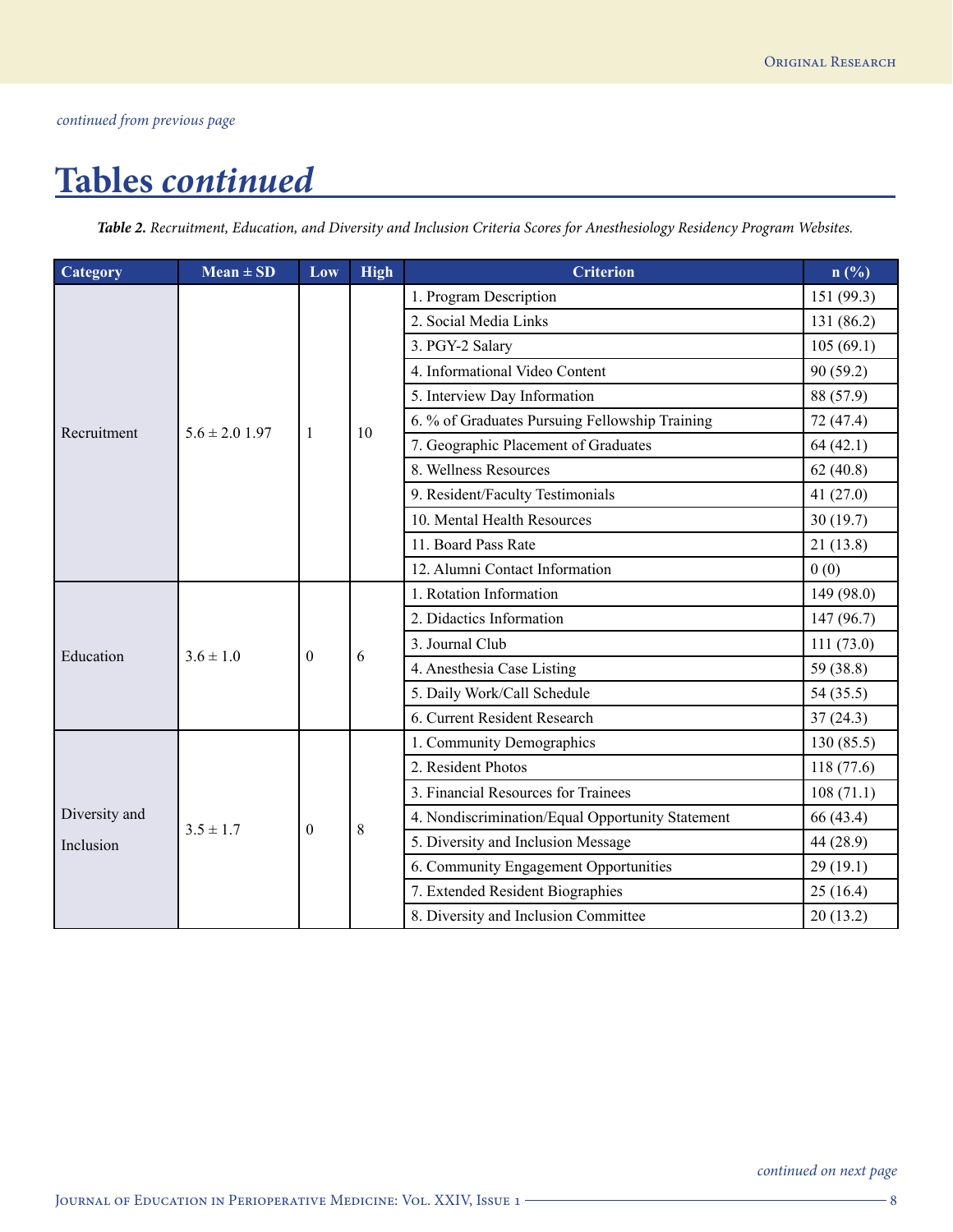*continued from previous page*

# Tables *continued*

***Table 2.*** *Recruitment, Education, and Diversity and Inclusion Criteria Scores for Anesthesiology Residency Program Websites.*

| Category | Mean ± SD | Low | High | Criterion | n (%) |
|---|---|---|---|---|---|
| Recruitment | 5.6 ± 2.0 1.97 | 1 | 10 | 1. Program Description | 151 (99.3) |
| | | | | 2. Social Media Links | 131 (86.2) |
| | | | | 3. PGY-2 Salary | 105 (69.1) |
| | | | | 4. Informational Video Content | 90 (59.2) |
| | | | | 5. Interview Day Information | 88 (57.9) |
| | | | | 6. % of Graduates Pursuing Fellowship Training | 72 (47.4) |
| | | | | 7. Geographic Placement of Graduates | 64 (42.1) |
| | | | | 8. Wellness Resources | 62 (40.8) |
| | | | | 9. Resident/Faculty Testimonials | 41 (27.0) |
| | | | | 10. Mental Health Resources | 30 (19.7) |
| | | | | 11. Board Pass Rate | 21 (13.8) |
| | | | | 12. Alumni Contact Information | 0 (0) |
| Education | 3.6 ± 1.0 | 0 | 6 | 1. Rotation Information | 149 (98.0) |
| | | | | 2. Didactics Information | 147 (96.7) |
| | | | | 3. Journal Club | 111 (73.0) |
| | | | | 4. Anesthesia Case Listing | 59 (38.8) |
| | | | | 5. Daily Work/Call Schedule | 54 (35.5) |
| | | | | 6. Current Resident Research | 37 (24.3) |
| Diversity and Inclusion | 3.5 ± 1.7 | 0 | 8 | 1. Community Demographics | 130 (85.5) |
| | | | | 2. Resident Photos | 118 (77.6) |
| | | | | 3. Financial Resources for Trainees | 108 (71.1) |
| | | | | 4. Nondiscrimination/Equal Opportunity Statement | 66 (43.4) |
| | | | | 5. Diversity and Inclusion Message | 44 (28.9) |
| | | | | 6. Community Engagement Opportunities | 29 (19.1) |
| | | | | 7. Extended Resident Biographies | 25 (16.4) |
| | | | | 8. Diversity and Inclusion Committee | 20 (13.2) |

*continued on next page*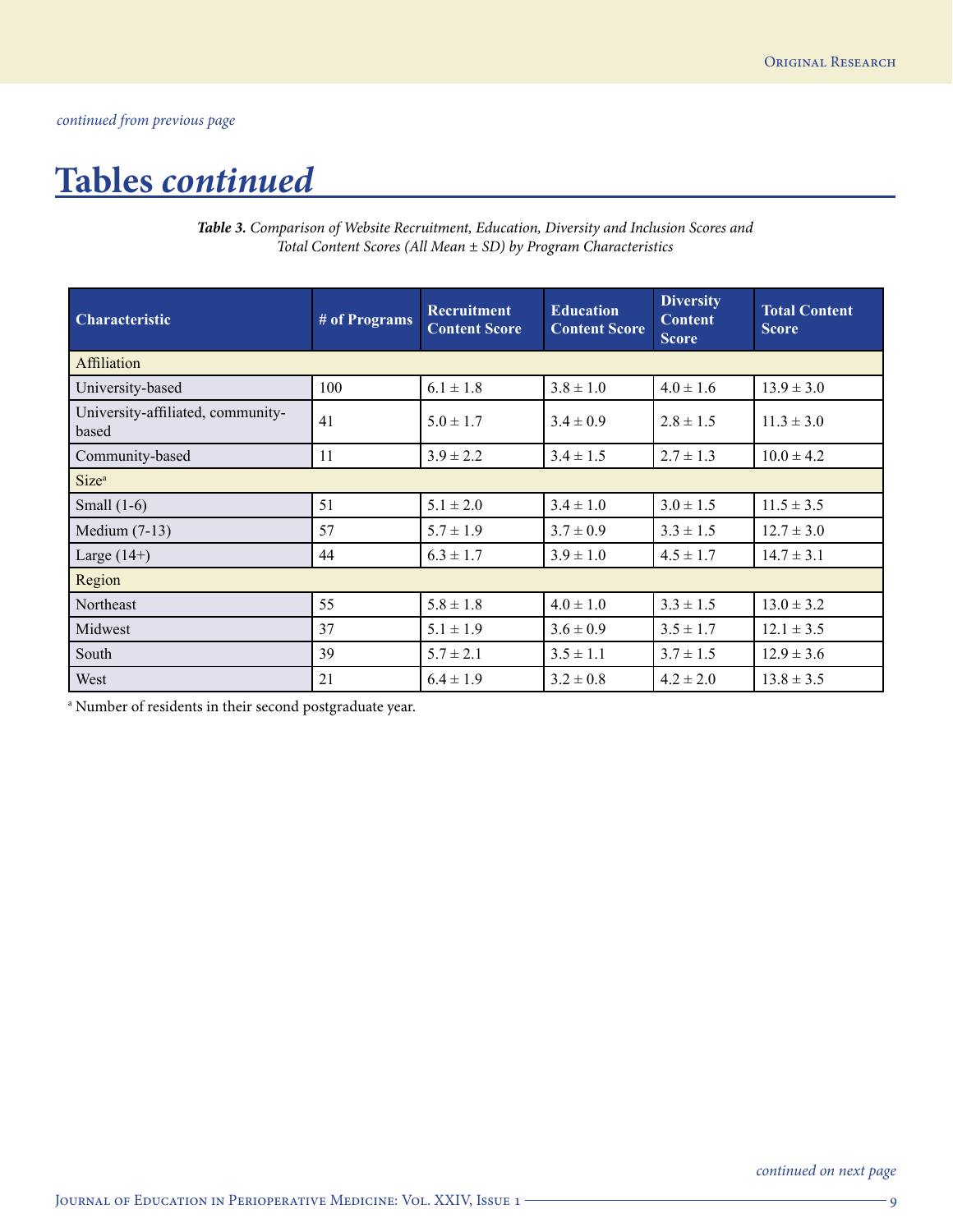*continued from previous page*

## Tables *continued*

***Table 3.*** *Comparison of Website Recruitment, Education, Diversity and Inclusion Scores and Total Content Scores (All Mean ± SD) by Program Characteristics*

| Characteristic | # of Programs | Recruitment Content Score | Education Content Score | Diversity Content Score | Total Content Score |
|---|---|---|---|---|---|
| Affiliation | | | | | |
| University-based | 100 | 6.1 ± 1.8 | 3.8 ± 1.0 | 4.0 ± 1.6 | 13.9 ± 3.0 |
| University-affiliated, community-based | 41 | 5.0 ± 1.7 | 3.4 ± 0.9 | 2.8 ± 1.5 | 11.3 ± 3.0 |
| Community-based | 11 | 3.9 ± 2.2 | 3.4 ± 1.5 | 2.7 ± 1.3 | 10.0 ± 4.2 |
| Size[a] | | | | | |
| Small (1-6) | 51 | 5.1 ± 2.0 | 3.4 ± 1.0 | 3.0 ± 1.5 | 11.5 ± 3.5 |
| Medium (7-13) | 57 | 5.7 ± 1.9 | 3.7 ± 0.9 | 3.3 ± 1.5 | 12.7 ± 3.0 |
| Large (14+) | 44 | 6.3 ± 1.7 | 3.9 ± 1.0 | 4.5 ± 1.7 | 14.7 ± 3.1 |
| Region | | | | | |
| Northeast | 55 | 5.8 ± 1.8 | 4.0 ± 1.0 | 3.3 ± 1.5 | 13.0 ± 3.2 |
| Midwest | 37 | 5.1 ± 1.9 | 3.6 ± 0.9 | 3.5 ± 1.7 | 12.1 ± 3.5 |
| South | 39 | 5.7 ± 2.1 | 3.5 ± 1.1 | 3.7 ± 1.5 | 12.9 ± 3.6 |
| West | 21 | 6.4 ± 1.9 | 3.2 ± 0.8 | 4.2 ± 2.0 | 13.8 ± 3.5 |

[a] Number of residents in their second postgraduate year.

*continued on next page*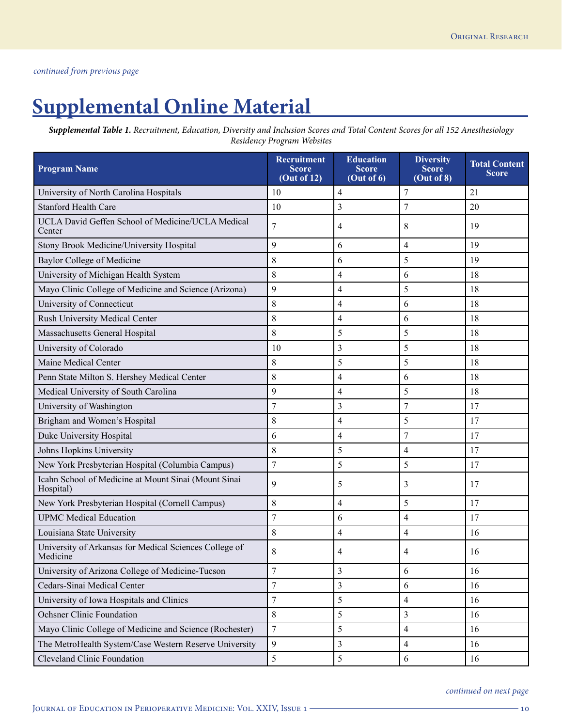*continued from previous page*

# Supplemental Online Material

***Supplemental Table 1.*** *Recruitment, Education, Diversity and Inclusion Scores and Total Content Scores for all 152 Anesthesiology Residency Program Websites*

| Program Name | Recruitment Score (Out of 12) | Education Score (Out of 6) | Diversity Score (Out of 8) | Total Content Score |
|---|---|---|---|---|
| University of North Carolina Hospitals | 10 | 4 | 7 | 21 |
| Stanford Health Care | 10 | 3 | 7 | 20 |
| UCLA David Geffen School of Medicine/UCLA Medical Center | 7 | 4 | 8 | 19 |
| Stony Brook Medicine/University Hospital | 9 | 6 | 4 | 19 |
| Baylor College of Medicine | 8 | 6 | 5 | 19 |
| University of Michigan Health System | 8 | 4 | 6 | 18 |
| Mayo Clinic College of Medicine and Science (Arizona) | 9 | 4 | 5 | 18 |
| University of Connecticut | 8 | 4 | 6 | 18 |
| Rush University Medical Center | 8 | 4 | 6 | 18 |
| Massachusetts General Hospital | 8 | 5 | 5 | 18 |
| University of Colorado | 10 | 3 | 5 | 18 |
| Maine Medical Center | 8 | 5 | 5 | 18 |
| Penn State Milton S. Hershey Medical Center | 8 | 4 | 6 | 18 |
| Medical University of South Carolina | 9 | 4 | 5 | 18 |
| University of Washington | 7 | 3 | 7 | 17 |
| Brigham and Women's Hospital | 8 | 4 | 5 | 17 |
| Duke University Hospital | 6 | 4 | 7 | 17 |
| Johns Hopkins University | 8 | 5 | 4 | 17 |
| New York Presbyterian Hospital (Columbia Campus) | 7 | 5 | 5 | 17 |
| Icahn School of Medicine at Mount Sinai (Mount Sinai Hospital) | 9 | 5 | 3 | 17 |
| New York Presbyterian Hospital (Cornell Campus) | 8 | 4 | 5 | 17 |
| UPMC Medical Education | 7 | 6 | 4 | 17 |
| Louisiana State University | 8 | 4 | 4 | 16 |
| University of Arkansas for Medical Sciences College of Medicine | 8 | 4 | 4 | 16 |
| University of Arizona College of Medicine-Tucson | 7 | 3 | 6 | 16 |
| Cedars-Sinai Medical Center | 7 | 3 | 6 | 16 |
| University of Iowa Hospitals and Clinics | 7 | 5 | 4 | 16 |
| Ochsner Clinic Foundation | 8 | 5 | 3 | 16 |
| Mayo Clinic College of Medicine and Science (Rochester) | 7 | 5 | 4 | 16 |
| The MetroHealth System/Case Western Reserve University | 9 | 3 | 4 | 16 |
| Cleveland Clinic Foundation | 5 | 5 | 6 | 16 |

*continued on next page*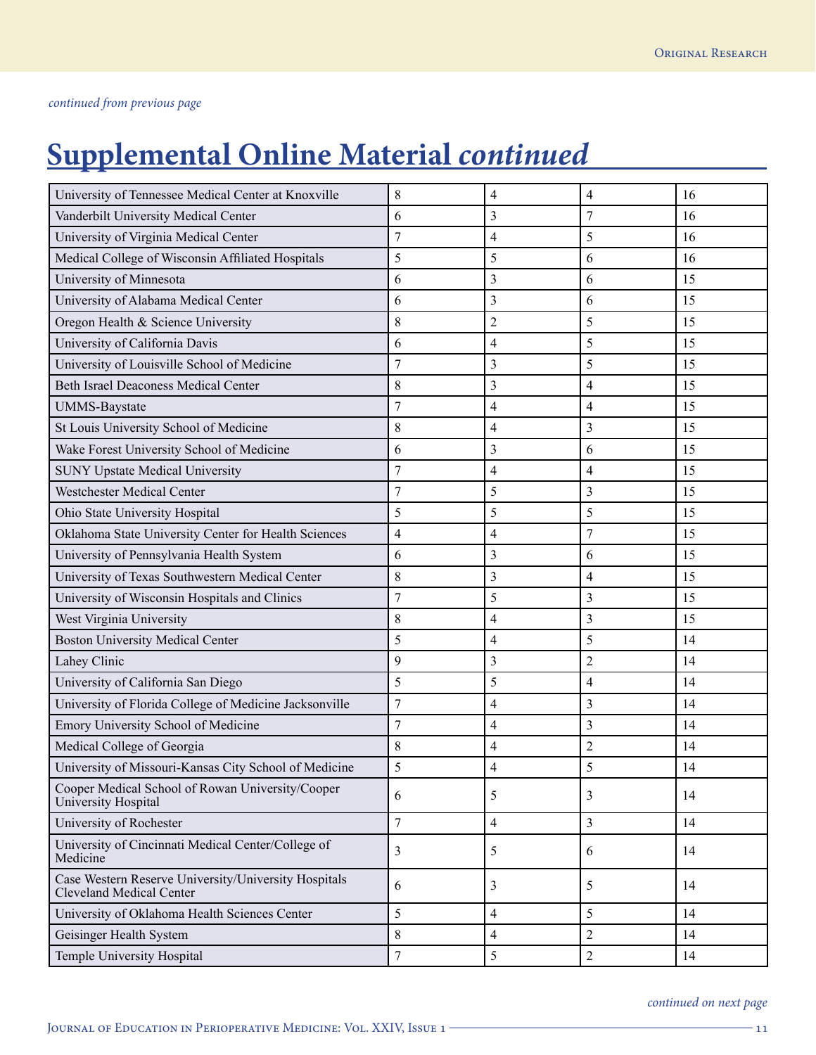*continued from previous page*

# Supplemental Online Material *continued*

| | | | | |
|---|---|---|---|---|
| University of Tennessee Medical Center at Knoxville | 8 | 4 | 4 | 16 |
| Vanderbilt University Medical Center | 6 | 3 | 7 | 16 |
| University of Virginia Medical Center | 7 | 4 | 5 | 16 |
| Medical College of Wisconsin Affiliated Hospitals | 5 | 5 | 6 | 16 |
| University of Minnesota | 6 | 3 | 6 | 15 |
| University of Alabama Medical Center | 6 | 3 | 6 | 15 |
| Oregon Health & Science University | 8 | 2 | 5 | 15 |
| University of California Davis | 6 | 4 | 5 | 15 |
| University of Louisville School of Medicine | 7 | 3 | 5 | 15 |
| Beth Israel Deaconess Medical Center | 8 | 3 | 4 | 15 |
| UMMS-Baystate | 7 | 4 | 4 | 15 |
| St Louis University School of Medicine | 8 | 4 | 3 | 15 |
| Wake Forest University School of Medicine | 6 | 3 | 6 | 15 |
| SUNY Upstate Medical University | 7 | 4 | 4 | 15 |
| Westchester Medical Center | 7 | 5 | 3 | 15 |
| Ohio State University Hospital | 5 | 5 | 5 | 15 |
| Oklahoma State University Center for Health Sciences | 4 | 4 | 7 | 15 |
| University of Pennsylvania Health System | 6 | 3 | 6 | 15 |
| University of Texas Southwestern Medical Center | 8 | 3 | 4 | 15 |
| University of Wisconsin Hospitals and Clinics | 7 | 5 | 3 | 15 |
| West Virginia University | 8 | 4 | 3 | 15 |
| Boston University Medical Center | 5 | 4 | 5 | 14 |
| Lahey Clinic | 9 | 3 | 2 | 14 |
| University of California San Diego | 5 | 5 | 4 | 14 |
| University of Florida College of Medicine Jacksonville | 7 | 4 | 3 | 14 |
| Emory University School of Medicine | 7 | 4 | 3 | 14 |
| Medical College of Georgia | 8 | 4 | 2 | 14 |
| University of Missouri-Kansas City School of Medicine | 5 | 4 | 5 | 14 |
| Cooper Medical School of Rowan University/Cooper University Hospital | 6 | 5 | 3 | 14 |
| University of Rochester | 7 | 4 | 3 | 14 |
| University of Cincinnati Medical Center/College of Medicine | 3 | 5 | 6 | 14 |
| Case Western Reserve University/University Hospitals Cleveland Medical Center | 6 | 3 | 5 | 14 |
| University of Oklahoma Health Sciences Center | 5 | 4 | 5 | 14 |
| Geisinger Health System | 8 | 4 | 2 | 14 |
| Temple University Hospital | 7 | 5 | 2 | 14 |

*continued on next page*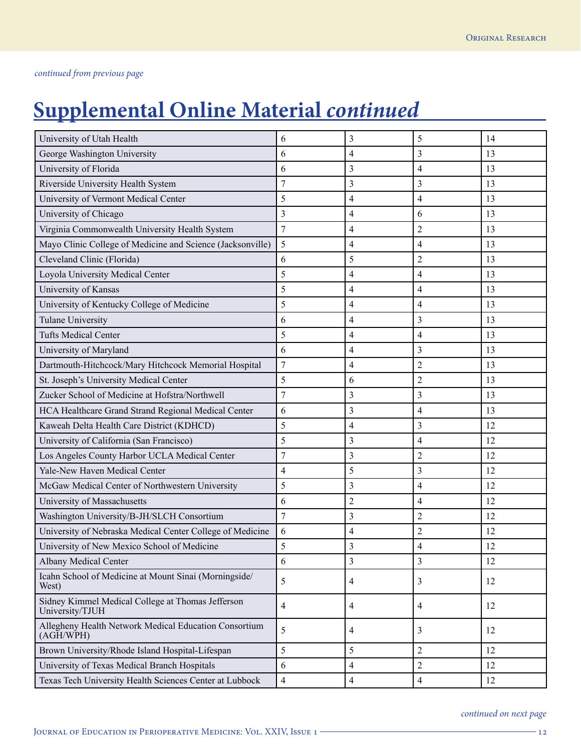*continued from previous page*

# Supplemental Online Material *continued*

| | | | | |
|---|---|---|---|---|
| University of Utah Health | 6 | 3 | 5 | 14 |
| George Washington University | 6 | 4 | 3 | 13 |
| University of Florida | 6 | 3 | 4 | 13 |
| Riverside University Health System | 7 | 3 | 3 | 13 |
| University of Vermont Medical Center | 5 | 4 | 4 | 13 |
| University of Chicago | 3 | 4 | 6 | 13 |
| Virginia Commonwealth University Health System | 7 | 4 | 2 | 13 |
| Mayo Clinic College of Medicine and Science (Jacksonville) | 5 | 4 | 4 | 13 |
| Cleveland Clinic (Florida) | 6 | 5 | 2 | 13 |
| Loyola University Medical Center | 5 | 4 | 4 | 13 |
| University of Kansas | 5 | 4 | 4 | 13 |
| University of Kentucky College of Medicine | 5 | 4 | 4 | 13 |
| Tulane University | 6 | 4 | 3 | 13 |
| Tufts Medical Center | 5 | 4 | 4 | 13 |
| University of Maryland | 6 | 4 | 3 | 13 |
| Dartmouth-Hitchcock/Mary Hitchcock Memorial Hospital | 7 | 4 | 2 | 13 |
| St. Joseph's University Medical Center | 5 | 6 | 2 | 13 |
| Zucker School of Medicine at Hofstra/Northwell | 7 | 3 | 3 | 13 |
| HCA Healthcare Grand Strand Regional Medical Center | 6 | 3 | 4 | 13 |
| Kaweah Delta Health Care District (KDHCD) | 5 | 4 | 3 | 12 |
| University of California (San Francisco) | 5 | 3 | 4 | 12 |
| Los Angeles County Harbor UCLA Medical Center | 7 | 3 | 2 | 12 |
| Yale-New Haven Medical Center | 4 | 5 | 3 | 12 |
| McGaw Medical Center of Northwestern University | 5 | 3 | 4 | 12 |
| University of Massachusetts | 6 | 2 | 4 | 12 |
| Washington University/B-JH/SLCH Consortium | 7 | 3 | 2 | 12 |
| University of Nebraska Medical Center College of Medicine | 6 | 4 | 2 | 12 |
| University of New Mexico School of Medicine | 5 | 3 | 4 | 12 |
| Albany Medical Center | 6 | 3 | 3 | 12 |
| Icahn School of Medicine at Mount Sinai (Morningside/West) | 5 | 4 | 3 | 12 |
| Sidney Kimmel Medical College at Thomas Jefferson University/TJUH | 4 | 4 | 4 | 12 |
| Allegheny Health Network Medical Education Consortium (AGH/WPH) | 5 | 4 | 3 | 12 |
| Brown University/Rhode Island Hospital-Lifespan | 5 | 5 | 2 | 12 |
| University of Texas Medical Branch Hospitals | 6 | 4 | 2 | 12 |
| Texas Tech University Health Sciences Center at Lubbock | 4 | 4 | 4 | 12 |

*continued on next page*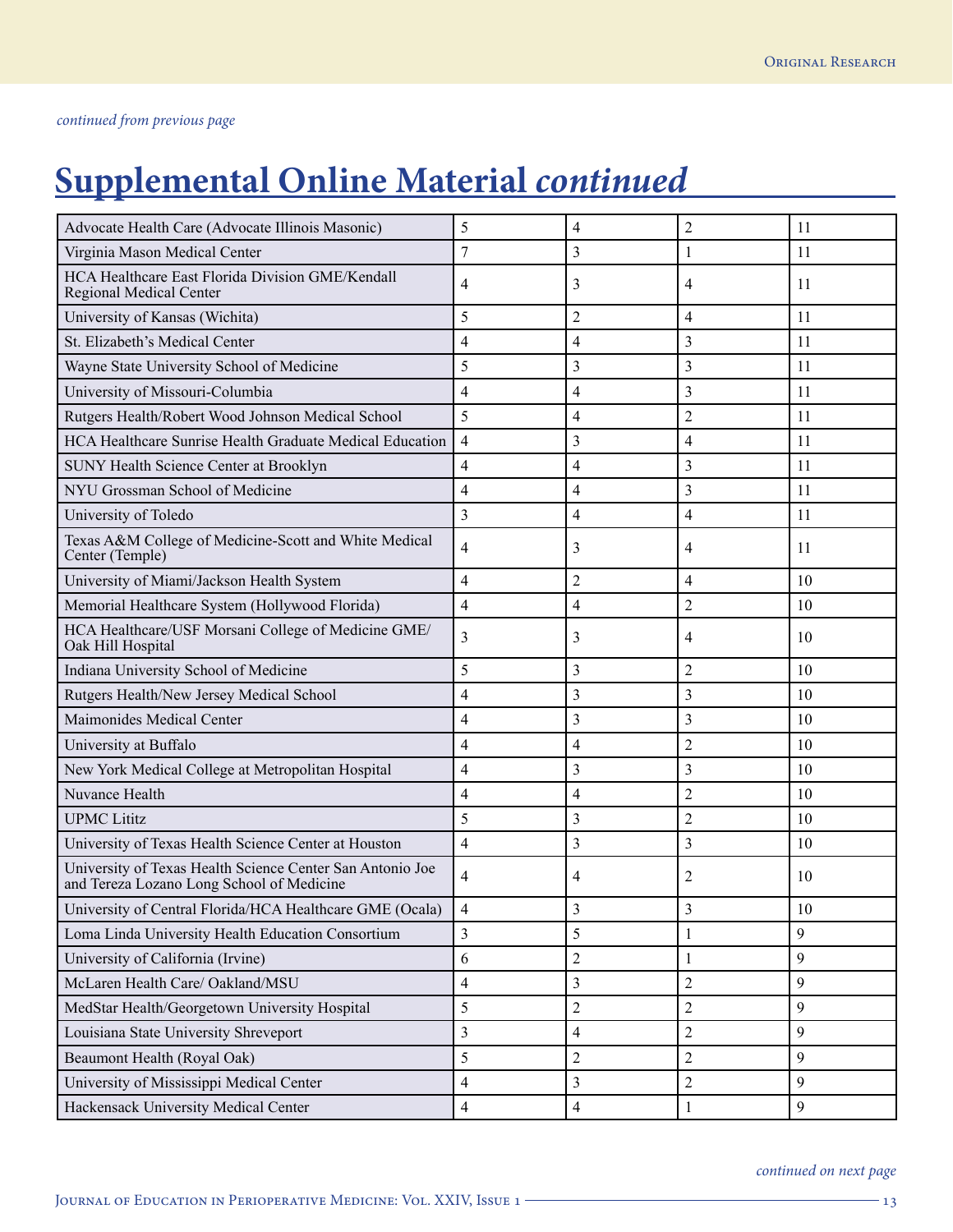*continued from previous page*

# Supplemental Online Material *continued*

| | | | | |
|---|---|---|---|---|
| Advocate Health Care (Advocate Illinois Masonic) | 5 | 4 | 2 | 11 |
| Virginia Mason Medical Center | 7 | 3 | 1 | 11 |
| HCA Healthcare East Florida Division GME/Kendall Regional Medical Center | 4 | 3 | 4 | 11 |
| University of Kansas (Wichita) | 5 | 2 | 4 | 11 |
| St. Elizabeth's Medical Center | 4 | 4 | 3 | 11 |
| Wayne State University School of Medicine | 5 | 3 | 3 | 11 |
| University of Missouri-Columbia | 4 | 4 | 3 | 11 |
| Rutgers Health/Robert Wood Johnson Medical School | 5 | 4 | 2 | 11 |
| HCA Healthcare Sunrise Health Graduate Medical Education | 4 | 3 | 4 | 11 |
| SUNY Health Science Center at Brooklyn | 4 | 4 | 3 | 11 |
| NYU Grossman School of Medicine | 4 | 4 | 3 | 11 |
| University of Toledo | 3 | 4 | 4 | 11 |
| Texas A&M College of Medicine-Scott and White Medical Center (Temple) | 4 | 3 | 4 | 11 |
| University of Miami/Jackson Health System | 4 | 2 | 4 | 10 |
| Memorial Healthcare System (Hollywood Florida) | 4 | 4 | 2 | 10 |
| HCA Healthcare/USF Morsani College of Medicine GME/ Oak Hill Hospital | 3 | 3 | 4 | 10 |
| Indiana University School of Medicine | 5 | 3 | 2 | 10 |
| Rutgers Health/New Jersey Medical School | 4 | 3 | 3 | 10 |
| Maimonides Medical Center | 4 | 3 | 3 | 10 |
| University at Buffalo | 4 | 4 | 2 | 10 |
| New York Medical College at Metropolitan Hospital | 4 | 3 | 3 | 10 |
| Nuvance Health | 4 | 4 | 2 | 10 |
| UPMC Lititz | 5 | 3 | 2 | 10 |
| University of Texas Health Science Center at Houston | 4 | 3 | 3 | 10 |
| University of Texas Health Science Center San Antonio Joe and Tereza Lozano Long School of Medicine | 4 | 4 | 2 | 10 |
| University of Central Florida/HCA Healthcare GME (Ocala) | 4 | 3 | 3 | 10 |
| Loma Linda University Health Education Consortium | 3 | 5 | 1 | 9 |
| University of California (Irvine) | 6 | 2 | 1 | 9 |
| McLaren Health Care/ Oakland/MSU | 4 | 3 | 2 | 9 |
| MedStar Health/Georgetown University Hospital | 5 | 2 | 2 | 9 |
| Louisiana State University Shreveport | 3 | 4 | 2 | 9 |
| Beaumont Health (Royal Oak) | 5 | 2 | 2 | 9 |
| University of Mississippi Medical Center | 4 | 3 | 2 | 9 |
| Hackensack University Medical Center | 4 | 4 | 1 | 9 |

*continued on next page*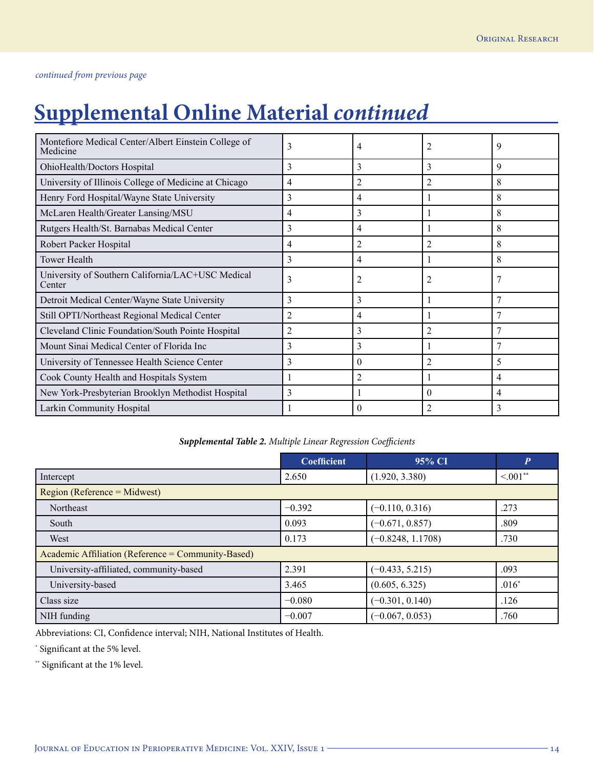*continued from previous page*

# Supplemental Online Material *continued*

| | | | | |
|---|---|---|---|---|
| Montefiore Medical Center/Albert Einstein College of Medicine | 3 | 4 | 2 | 9 |
| OhioHealth/Doctors Hospital | 3 | 3 | 3 | 9 |
| University of Illinois College of Medicine at Chicago | 4 | 2 | 2 | 8 |
| Henry Ford Hospital/Wayne State University | 3 | 4 | 1 | 8 |
| McLaren Health/Greater Lansing/MSU | 4 | 3 | 1 | 8 |
| Rutgers Health/St. Barnabas Medical Center | 3 | 4 | 1 | 8 |
| Robert Packer Hospital | 4 | 2 | 2 | 8 |
| Tower Health | 3 | 4 | 1 | 8 |
| University of Southern California/LAC+USC Medical Center | 3 | 2 | 2 | 7 |
| Detroit Medical Center/Wayne State University | 3 | 3 | 1 | 7 |
| Still OPTI/Northeast Regional Medical Center | 2 | 4 | 1 | 7 |
| Cleveland Clinic Foundation/South Pointe Hospital | 2 | 3 | 2 | 7 |
| Mount Sinai Medical Center of Florida Inc | 3 | 3 | 1 | 7 |
| University of Tennessee Health Science Center | 3 | 0 | 2 | 5 |
| Cook County Health and Hospitals System | 1 | 2 | 1 | 4 |
| New York-Presbyterian Brooklyn Methodist Hospital | 3 | 1 | 0 | 4 |
| Larkin Community Hospital | 1 | 0 | 2 | 3 |

***Supplemental Table 2.*** *Multiple Linear Regression Coefficients*

| | Coefficient | 95% CI | *P* |
|---|---|---|---|
| Intercept | 2.650 | (1.920, 3.380) | <.001** |
| Region (Reference = Midwest) | | | |
| Northeast | −0.392 | (−0.110, 0.316) | .273 |
| South | 0.093 | (−0.671, 0.857) | .809 |
| West | 0.173 | (−0.8248, 1.1708) | .730 |
| Academic Affiliation (Reference = Community-Based) | | | |
| University-affiliated, community-based | 2.391 | (−0.433, 5.215) | .093 |
| University-based | 3.465 | (0.605, 6.325) | .016* |
| Class size | −0.080 | (−0.301, 0.140) | .126 |
| NIH funding | −0.007 | (−0.067, 0.053) | .760 |

Abbreviations: CI, Confidence interval; NIH, National Institutes of Health.

\* Significant at the 5% level.

\** Significant at the 1% level.